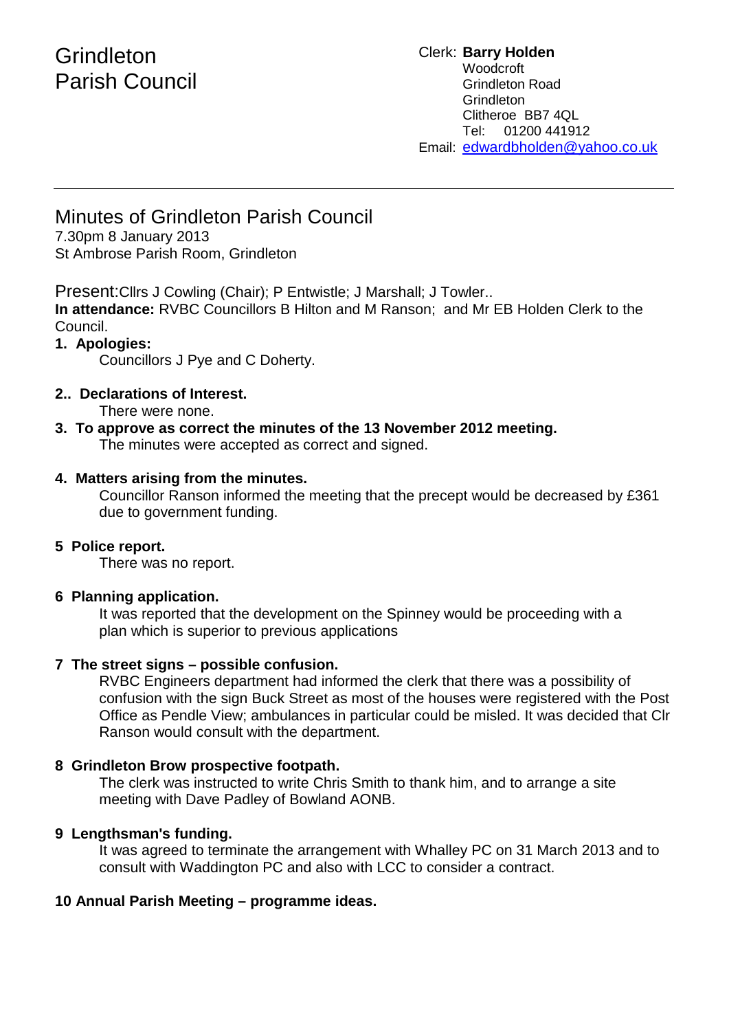Grindleton
Parish Council

Clerk: **Barry Holden**
Woodcroft
Grindleton Road
Grindleton
Clitheroe BB7 4QL
Tel: 01200 441912
Email: edwardbholden@yahoo.co.uk

---

# Minutes of Grindleton Parish Council

7.30pm 8 January 2013
St Ambrose Parish Room, Grindleton

Present: Cllrs J Cowling (Chair); P Entwistle; J Marshall; J Towler..

**In attendance:** RVBC Councillors B Hilton and M Ranson; and Mr EB Holden Clerk to the Council.

**1. Apologies:**

Councillors J Pye and C Doherty.

**2.. Declarations of Interest.**

There were none.

**3. To approve as correct the minutes of the 13 November 2012 meeting.**

The minutes were accepted as correct and signed.

**4. Matters arising from the minutes.**

Councillor Ranson informed the meeting that the precept would be decreased by £361 due to government funding.

**5 Police report.**

There was no report.

**6 Planning application.**

It was reported that the development on the Spinney would be proceeding with a plan which is superior to previous applications

**7 The street signs – possible confusion.**

RVBC Engineers department had informed the clerk that there was a possibility of confusion with the sign Buck Street as most of the houses were registered with the Post Office as Pendle View; ambulances in particular could be misled. It was decided that Clr Ranson would consult with the department.

**8 Grindleton Brow prospective footpath.**

The clerk was instructed to write Chris Smith to thank him, and to arrange a site meeting with Dave Padley of Bowland AONB.

**9 Lengthsman's funding.**

It was agreed to terminate the arrangement with Whalley PC on 31 March 2013 and to consult with Waddington PC and also with LCC to consider a contract.

**10 Annual Parish Meeting – programme ideas.**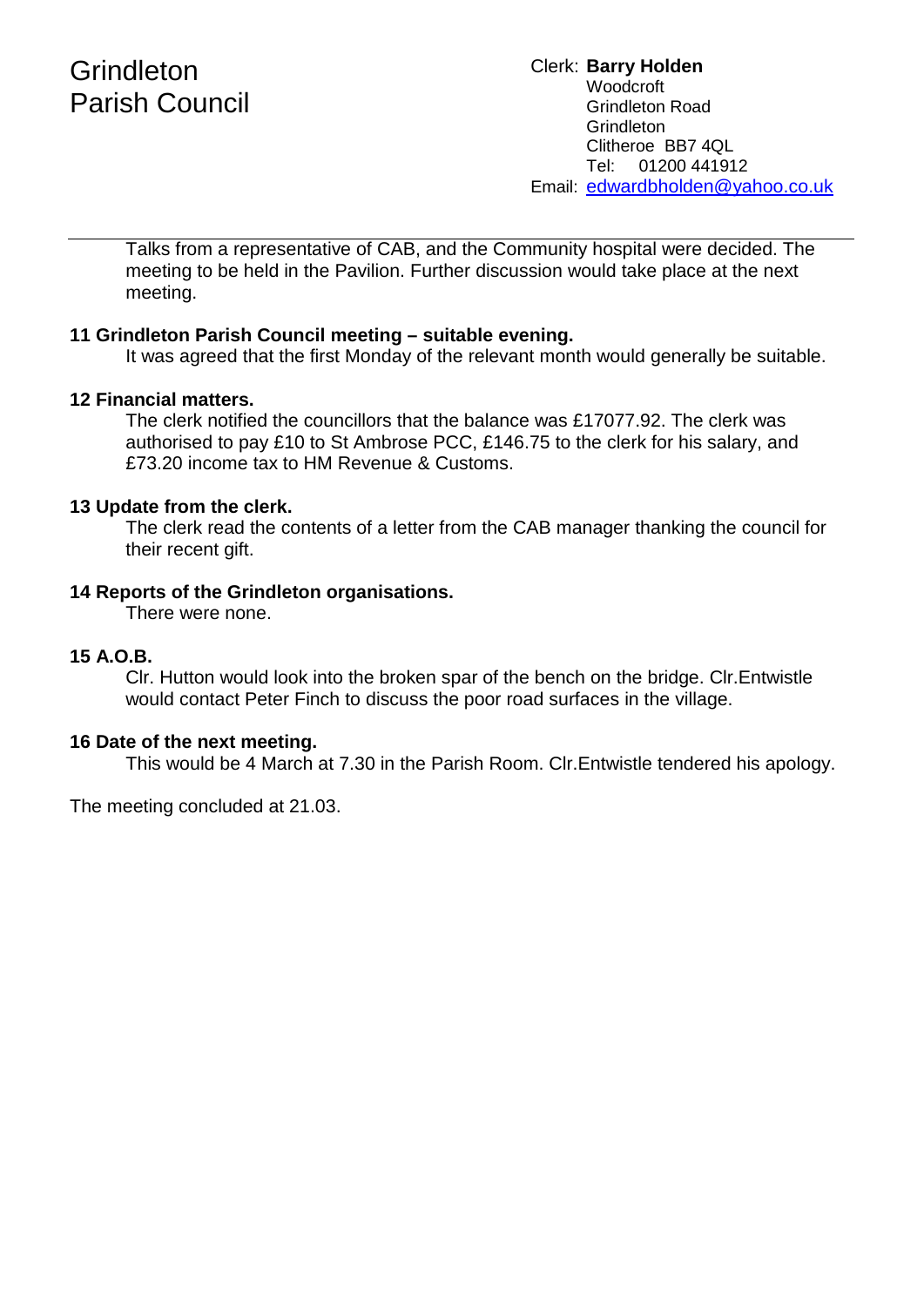Talks from a representative of CAB, and the Community hospital were decided. The meeting to be held in the Pavilion. Further discussion would take place at the next meeting.

**11 Grindleton Parish Council meeting – suitable evening.**

It was agreed that the first Monday of the relevant month would generally be suitable.

**12 Financial matters.**

The clerk notified the councillors that the balance was £17077.92. The clerk was authorised to pay £10 to St Ambrose PCC, £146.75 to the clerk for his salary, and £73.20 income tax to HM Revenue & Customs.

**13 Update from the clerk.**

The clerk read the contents of a letter from the CAB manager thanking the council for their recent gift.

**14 Reports of the Grindleton organisations.**

There were none.

**15 A.O.B.**

Clr. Hutton would look into the broken spar of the bench on the bridge. Clr.Entwistle would contact Peter Finch to discuss the poor road surfaces in the village.

**16 Date of the next meeting.**

This would be 4 March at 7.30 in the Parish Room. Clr.Entwistle tendered his apology.

The meeting concluded at 21.03.